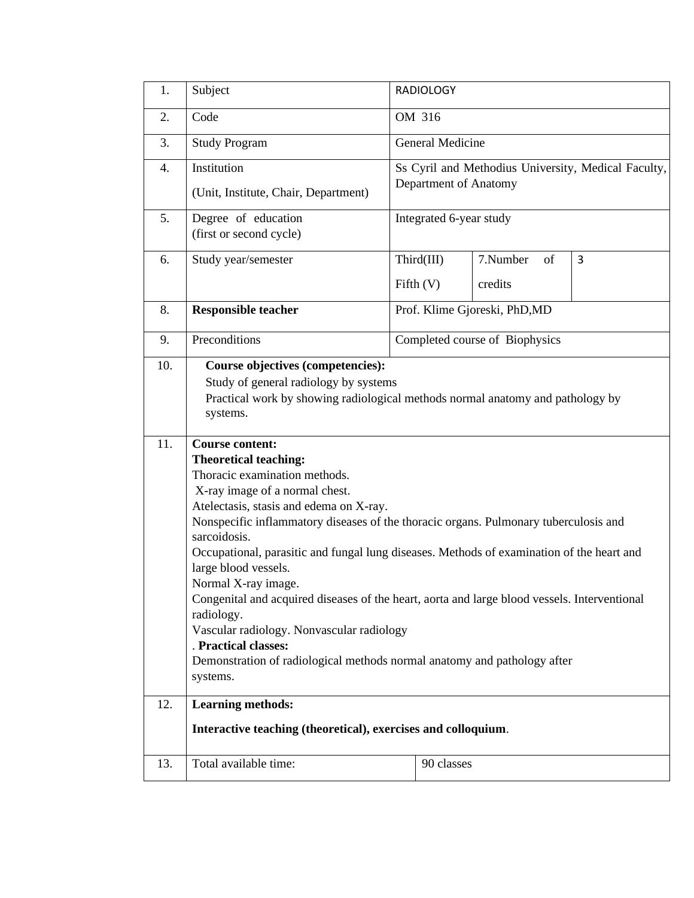| 1. | Subject | RADIOLOGY | | |
|---|---|---|---|---|
| 2. | Code | OM 316 | | |
| 3. | Study Program | General Medicine | | |
| 4. | Institution<br><br>(Unit, Institute, Chair, Department) | Ss Cyril and Methodius University, Medical Faculty, Department of Anatomy | | |
| 5. | Degree of education<br>(first or second cycle) | Integrated 6-year study | | |
| 6. | Study year/semester | Third(III)<br><br>Fifth (V) | 7.Number of credits | 3 |
| 8. | **Responsible teacher** | Prof. Klime Gjoreski, PhD,MD | | |
| 9. | Preconditions | Completed course of Biophysics | | |
| 10. | **Course objectives (competencies):**<br>Study of general radiology by systems<br>Practical work by showing radiological methods normal anatomy and pathology by systems. | | | |
| 11. | **Course content:**<br>**Theoretical teaching:**<br>Thoracic examination methods.<br>X-ray image of a normal chest.<br>Atelectasis, stasis and edema on X-ray.<br>Nonspecific inflammatory diseases of the thoracic organs. Pulmonary tuberculosis and sarcoidosis.<br>Occupational, parasitic and fungal lung diseases. Methods of examination of the heart and large blood vessels.<br>Normal X-ray image.<br>Congenital and acquired diseases of the heart, aorta and large blood vessels. Interventional radiology.<br>Vascular radiology. Nonvascular radiology<br>. **Practical classes:**<br>Demonstration of radiological methods normal anatomy and pathology after systems. | | | |
| 12. | **Learning methods:**<br><br>**Interactive teaching (theoretical), exercises and colloquium**. | | | |
| 13. | Total available time: | 90 classes | | |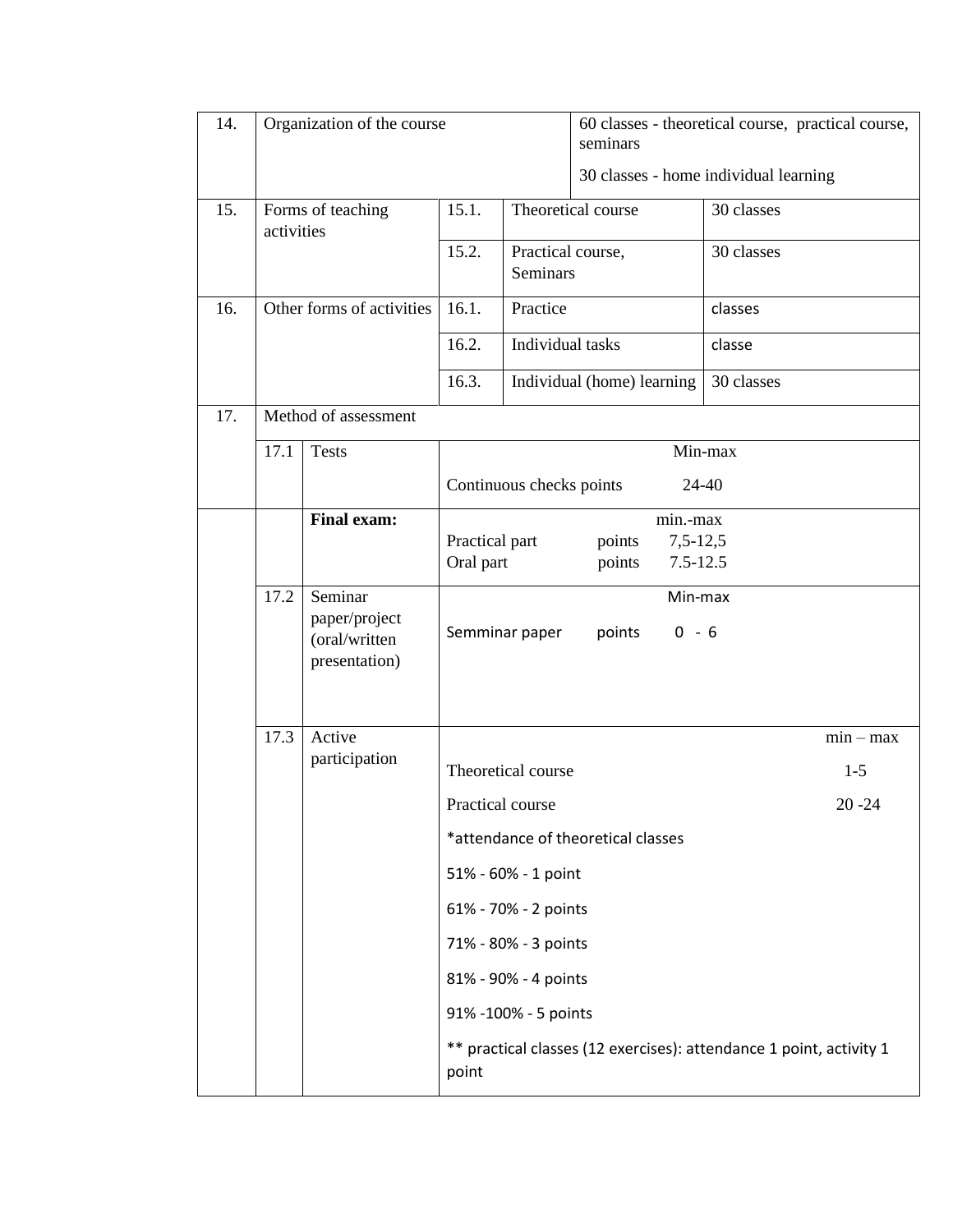| | | | | | | |
|---|---|---|---|---|---|---|
| 14. | Organization of the course | | | | 60 classes - theoretical course, practical course, seminars<br><br>30 classes - home individual learning | |
| 15. | Forms of teaching activities | | 15.1. | Theoretical course | | 30 classes |
| | | | 15.2. | Practical course, Seminars | | 30 classes |
| 16. | Other forms of activities | | 16.1. | Practice | | classes |
| | | | 16.2. | Individual tasks | | classe |
| | | | 16.3. | Individual (home) learning | | 30 classes |
| 17. | Method of assessment | | | | | |
| | 17.1 | Tests | Min-max<br><br>Continuous checks points 24-40 | | | |
| | | **Final exam:** | min.-max<br>Practical part points 7,5-12,5<br>Oral part points 7.5-12.5 | | | |
| | 17.2 | Seminar paper/project (oral/written presentation) | Min-max<br><br>Semminar paper points 0 - 6 | | | |
| | 17.3 | Active participation | min – max<br><br>Theoretical course 1-5<br><br>Practical course 20 -24<br><br>*attendance of theoretical classes<br><br>51% - 60% - 1 point<br><br>61% - 70% - 2 points<br><br>71% - 80% - 3 points<br><br>81% - 90% - 4 points<br><br>91% -100% - 5 points<br><br>** practical classes (12 exercises): attendance 1 point, activity 1 point | | | |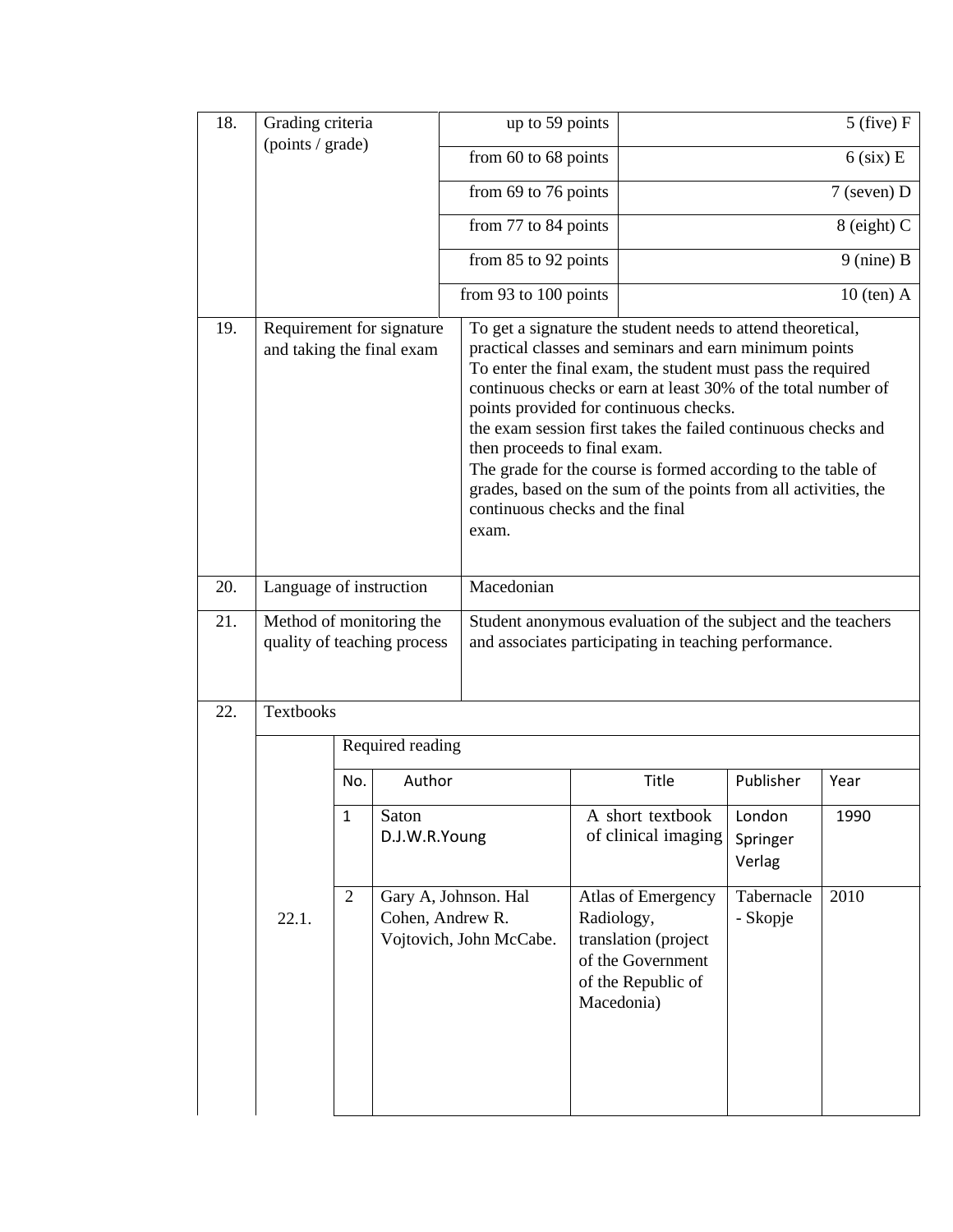| 18. | Grading criteria (points / grade) | up to 59 points | 5 (five) F |
|---|---|---|---|
| | | from 60 to 68 points | 6 (six) E |
| | | from 69 to 76 points | 7 (seven) D |
| | | from 77 to 84 points | 8 (eight) C |
| | | from 85 to 92 points | 9 (nine) B |
| | | from 93 to 100 points | 10 (ten) A |
| 19. | Requirement for signature and taking the final exam | To get a signature the student needs to attend theoretical, practical classes and seminars and earn minimum points<br>To enter the final exam, the student must pass the required continuous checks or earn at least 30% of the total number of points provided for continuous checks.<br>the exam session first takes the failed continuous checks and then proceeds to final exam.<br>The grade for the course is formed according to the table of grades, based on the sum of the points from all activities, the continuous checks and the final exam. | |
| 20. | Language of instruction | Macedonian | |
| 21. | Method of monitoring the quality of teaching process | Student anonymous evaluation of the subject and the teachers and associates participating in teaching performance. | |
| 22. | Textbooks | | |

**22.1. Required reading**

| No. | Author | Title | Publisher | Year |
|---|---|---|---|---|
| 1 | Saton D.J.W.R.Young | A short textbook of clinical imaging | London Springer Verlag | 1990 |
| 2 | Gary A, Johnson. Hal Cohen, Andrew R. Vojtovich, John McCabe. | Atlas of Emergency Radiology, translation (project of the Government of the Republic of Macedonia) | Tabernacle - Skopje | 2010 |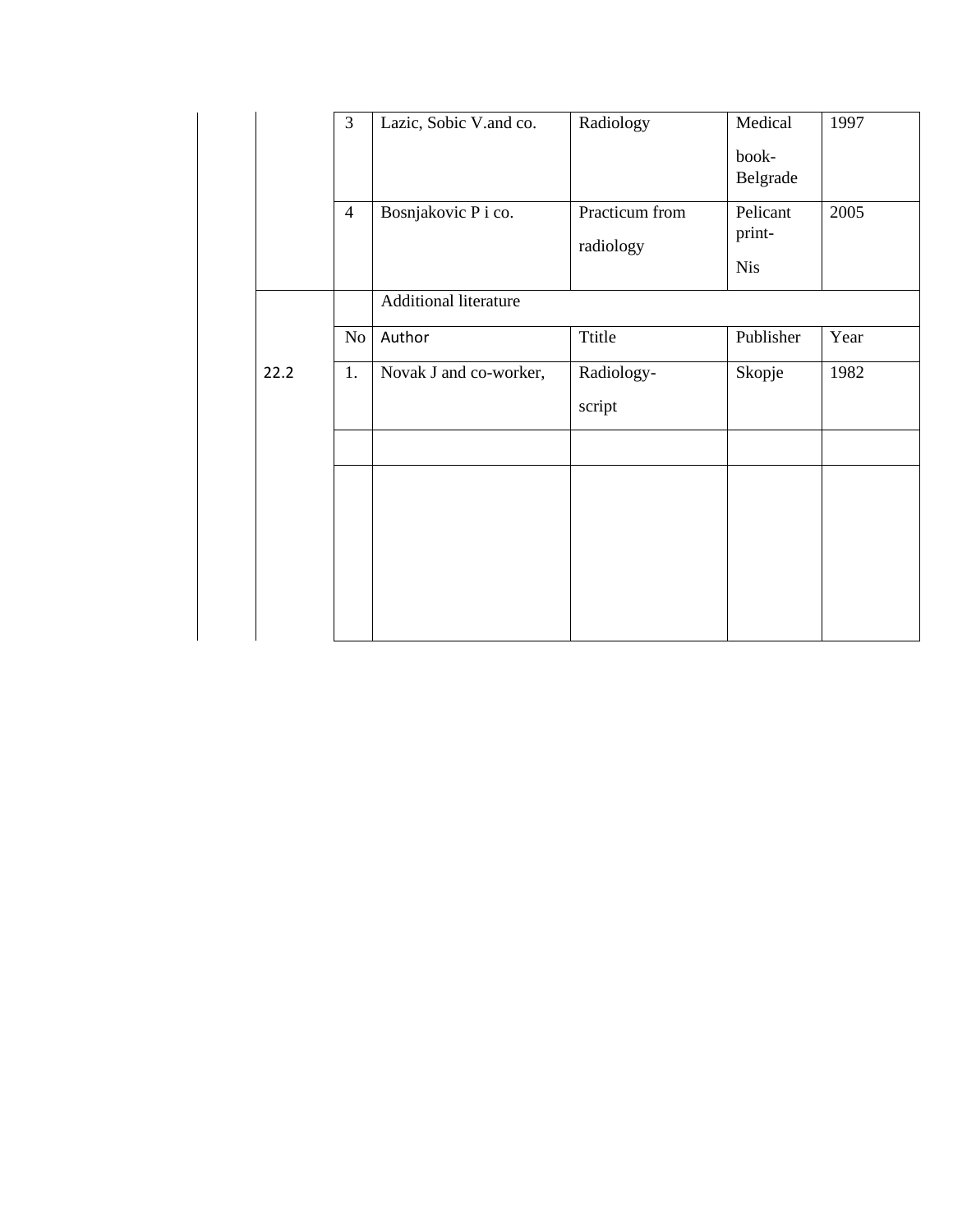| | | | | | | |
|---|---|---|---|---|---|---|
| | | 3 | Lazic, Sobic V.and co. | Radiology | Medical book-Belgrade | 1997 |
| | | 4 | Bosnjakovic P i co. | Practicum from radiology | Pelicant print-Nis | 2005 |
| | 22.2 | | Additional literature | | | |
| | | No | Author | Ttitle | Publisher | Year |
| | | 1. | Novak J and co-worker, | Radiology-script | Skopje | 1982 |
| | | | | | | |
| | | | | | | |